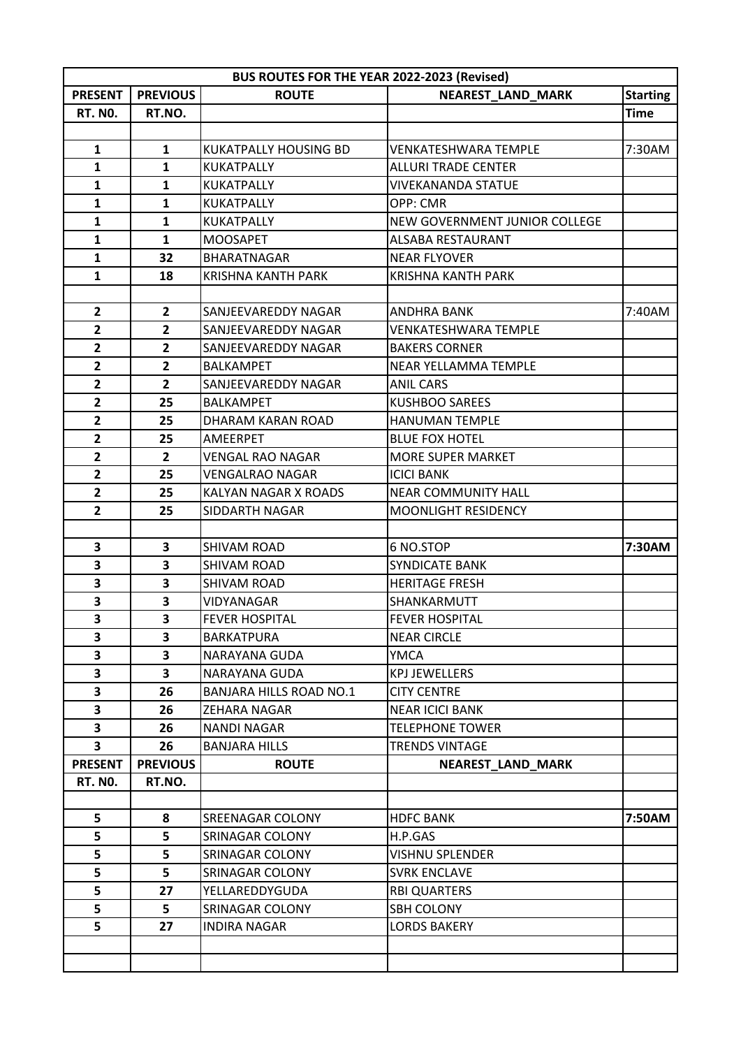| BUS ROUTES FOR THE YEAR 2022-2023 (Revised) | | | | |
|---|---|---|---|---|
| **PRESENT RT. N0.** | **PREVIOUS RT.NO.** | **ROUTE** | **NEAREST_LAND_MARK** | **Starting Time** |
| | | | | |
| **1** | **1** | KUKATPALLY HOUSING BD | VENKATESHWARA TEMPLE | 7:30AM |
| **1** | **1** | KUKATPALLY | ALLURI TRADE CENTER | |
| **1** | **1** | KUKATPALLY | VIVEKANANDA STATUE | |
| **1** | **1** | KUKATPALLY | OPP: CMR | |
| **1** | **1** | KUKATPALLY | NEW GOVERNMENT JUNIOR COLLEGE | |
| **1** | **1** | MOOSAPET | ALSABA RESTAURANT | |
| **1** | **32** | BHARATNAGAR | NEAR FLYOVER | |
| **1** | **18** | KRISHNA KANTH PARK | KRISHNA KANTH PARK | |
| | | | | |
| **2** | **2** | SANJEEVAREDDY NAGAR | ANDHRA BANK | 7:40AM |
| **2** | **2** | SANJEEVAREDDY NAGAR | VENKATESHWARA TEMPLE | |
| **2** | **2** | SANJEEVAREDDY NAGAR | BAKERS CORNER | |
| **2** | **2** | BALKAMPET | NEAR YELLAMMA TEMPLE | |
| **2** | **2** | SANJEEVAREDDY NAGAR | ANIL CARS | |
| **2** | **25** | BALKAMPET | KUSHBOO SAREES | |
| **2** | **25** | DHARAM KARAN ROAD | HANUMAN TEMPLE | |
| **2** | **25** | AMEERPET | BLUE FOX HOTEL | |
| **2** | **2** | VENGAL RAO NAGAR | MORE SUPER MARKET | |
| **2** | **25** | VENGALRAO NAGAR | ICICI BANK | |
| **2** | **25** | KALYAN NAGAR X ROADS | NEAR COMMUNITY HALL | |
| **2** | **25** | SIDDARTH NAGAR | MOONLIGHT RESIDENCY | |
| | | | | |
| **3** | **3** | SHIVAM ROAD | 6 NO.STOP | **7:30AM** |
| **3** | **3** | SHIVAM ROAD | SYNDICATE BANK | |
| **3** | **3** | SHIVAM ROAD | HERITAGE FRESH | |
| **3** | **3** | VIDYANAGAR | SHANKARMUTT | |
| **3** | **3** | FEVER HOSPITAL | FEVER HOSPITAL | |
| **3** | **3** | BARKATPURA | NEAR CIRCLE | |
| **3** | **3** | NARAYANA GUDA | YMCA | |
| **3** | **3** | NARAYANA GUDA | KPJ JEWELLERS | |
| **3** | **26** | BANJARA HILLS ROAD NO.1 | CITY CENTRE | |
| **3** | **26** | ZEHARA NAGAR | NEAR ICICI BANK | |
| **3** | **26** | NANDI NAGAR | TELEPHONE TOWER | |
| **3** | **26** | BANJARA HILLS | TRENDS VINTAGE | |
| **PRESENT RT. N0.** | **PREVIOUS RT.NO.** | **ROUTE** | **NEAREST_LAND_MARK** | |
| | | | | |
| **5** | **8** | SREENAGAR COLONY | HDFC BANK | **7:50AM** |
| **5** | **5** | SRINAGAR COLONY | H.P.GAS | |
| **5** | **5** | SRINAGAR COLONY | VISHNU SPLENDER | |
| **5** | **5** | SRINAGAR COLONY | SVRK ENCLAVE | |
| **5** | **27** | YELLAREDDYGUDA | RBI QUARTERS | |
| **5** | **5** | SRINAGAR COLONY | SBH COLONY | |
| **5** | **27** | INDIRA NAGAR | LORDS BAKERY | |
| | | | | |
| | | | | |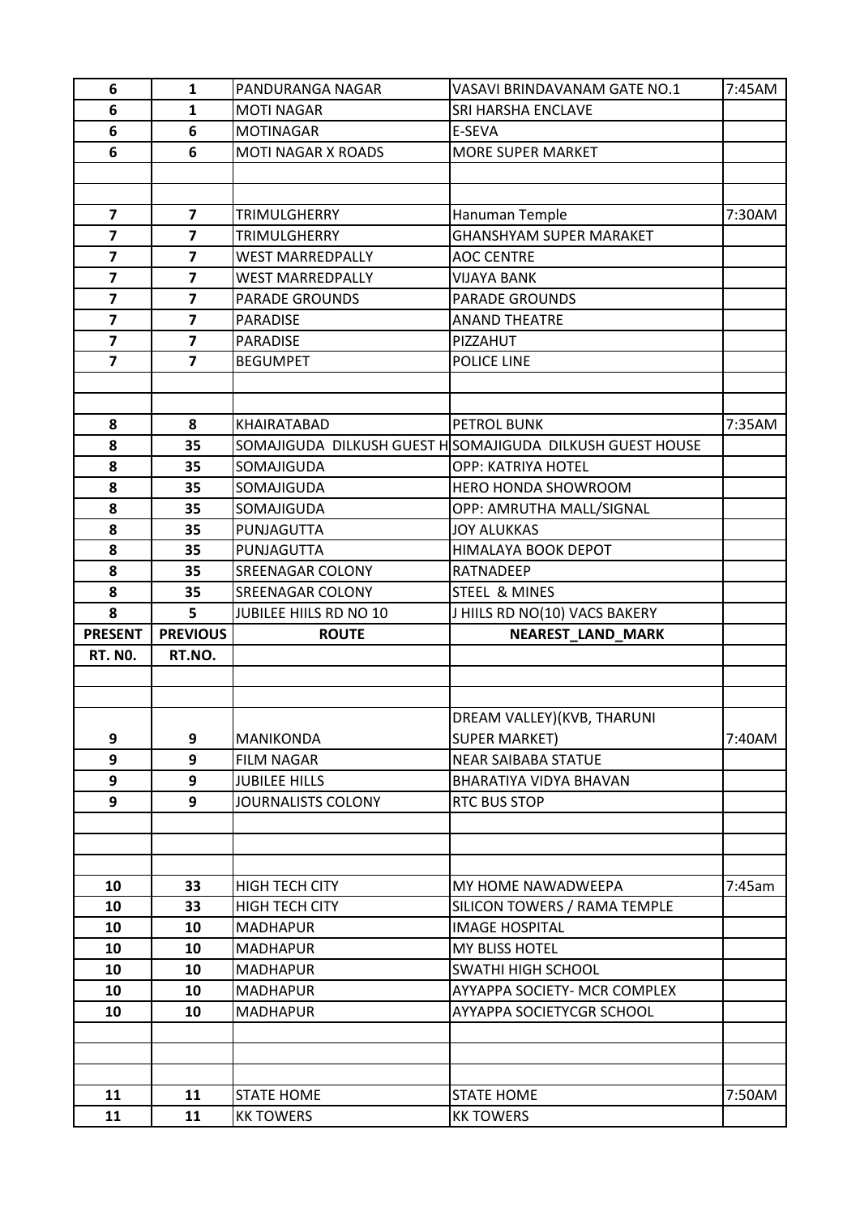| 6 | 1 | PANDURANGA NAGAR | VASAVI BRINDAVANAM GATE NO.1 | 7:45AM |
|---|---|---|---|---|
| 6 | 1 | MOTI NAGAR | SRI HARSHA ENCLAVE | |
| 6 | 6 | MOTINAGAR | E-SEVA | |
| 6 | 6 | MOTI NAGAR X ROADS | MORE SUPER MARKET | |
| | | | | |
| | | | | |
| 7 | 7 | TRIMULGHERRY | Hanuman Temple | 7:30AM |
| 7 | 7 | TRIMULGHERRY | GHANSHYAM SUPER MARAKET | |
| 7 | 7 | WEST MARREDPALLY | AOC CENTRE | |
| 7 | 7 | WEST MARREDPALLY | VIJAYA BANK | |
| 7 | 7 | PARADE GROUNDS | PARADE GROUNDS | |
| 7 | 7 | PARADISE | ANAND THEATRE | |
| 7 | 7 | PARADISE | PIZZAHUT | |
| 7 | 7 | BEGUMPET | POLICE LINE | |
| | | | | |
| | | | | |
| 8 | 8 | KHAIRATABAD | PETROL BUNK | 7:35AM |
| 8 | 35 | SOMAJIGUDA DILKUSH GUEST H | SOMAJIGUDA DILKUSH GUEST HOUSE | |
| 8 | 35 | SOMAJIGUDA | OPP: KATRIYA HOTEL | |
| 8 | 35 | SOMAJIGUDA | HERO HONDA SHOWROOM | |
| 8 | 35 | SOMAJIGUDA | OPP: AMRUTHA MALL/SIGNAL | |
| 8 | 35 | PUNJAGUTTA | JOY ALUKKAS | |
| 8 | 35 | PUNJAGUTTA | HIMALAYA BOOK DEPOT | |
| 8 | 35 | SREENAGAR COLONY | RATNADEEP | |
| 8 | 35 | SREENAGAR COLONY | STEEL & MINES | |
| 8 | 5 | JUBILEE HIILS RD NO 10 | J HIILS RD NO(10) VACS BAKERY | |
| **PRESENT** | **PREVIOUS** | **ROUTE** | **NEAREST_LAND_MARK** | |
| **RT. N0.** | **RT.NO.** | | | |
| | | | | |
| | | | | |
| 9 | 9 | MANIKONDA | DREAM VALLEY)(KVB, THARUNI SUPER MARKET) | 7:40AM |
| 9 | 9 | FILM NAGAR | NEAR SAIBABA STATUE | |
| 9 | 9 | JUBILEE HILLS | BHARATIYA VIDYA BHAVAN | |
| 9 | 9 | JOURNALISTS COLONY | RTC BUS STOP | |
| | | | | |
| | | | | |
| | | | | |
| 10 | 33 | HIGH TECH CITY | MY HOME NAWADWEEPA | 7:45am |
| 10 | 33 | HIGH TECH CITY | SILICON TOWERS / RAMA TEMPLE | |
| 10 | 10 | MADHAPUR | IMAGE HOSPITAL | |
| 10 | 10 | MADHAPUR | MY BLISS HOTEL | |
| 10 | 10 | MADHAPUR | SWATHI HIGH SCHOOL | |
| 10 | 10 | MADHAPUR | AYYAPPA SOCIETY- MCR COMPLEX | |
| 10 | 10 | MADHAPUR | AYYAPPA SOCIETYCGR SCHOOL | |
| | | | | |
| | | | | |
| | | | | |
| 11 | 11 | STATE HOME | STATE HOME | 7:50AM |
| 11 | 11 | KK TOWERS | KK TOWERS | |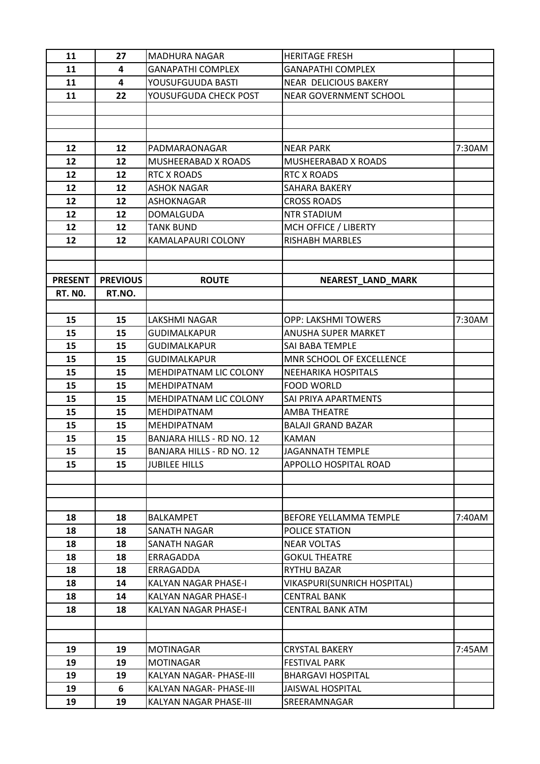| | | | | |
|---|---|---|---|---|
| 11 | 27 | MADHURA NAGAR | HERITAGE FRESH | |
| 11 | 4 | GANAPATHI COMPLEX | GANAPATHI COMPLEX | |
| 11 | 4 | YOUSUFGUUDA BASTI | NEAR DELICIOUS BAKERY | |
| 11 | 22 | YOUSUFGUDA CHECK POST | NEAR GOVERNMENT SCHOOL | |
| | | | | |
| | | | | |
| | | | | |
| 12 | 12 | PADMARAONAGAR | NEAR PARK | 7:30AM |
| 12 | 12 | MUSHEERABAD X ROADS | MUSHEERABAD X ROADS | |
| 12 | 12 | RTC X ROADS | RTC X ROADS | |
| 12 | 12 | ASHOK NAGAR | SAHARA BAKERY | |
| 12 | 12 | ASHOKNAGAR | CROSS ROADS | |
| 12 | 12 | DOMALGUDA | NTR STADIUM | |
| 12 | 12 | TANK BUND | MCH OFFICE / LIBERTY | |
| 12 | 12 | KAMALAPAURI COLONY | RISHABH MARBLES | |
| | | | | |
| | | | | |
| **PRESENT** | **PREVIOUS** | **ROUTE** | **NEAREST_LAND_MARK** | |
| **RT. N0.** | **RT.NO.** | | | |
| | | | | |
| 15 | 15 | LAKSHMI NAGAR | OPP: LAKSHMI TOWERS | 7:30AM |
| 15 | 15 | GUDIMALKAPUR | ANUSHA SUPER MARKET | |
| 15 | 15 | GUDIMALKAPUR | SAI BABA TEMPLE | |
| 15 | 15 | GUDIMALKAPUR | MNR SCHOOL OF EXCELLENCE | |
| 15 | 15 | MEHDIPATNAM LIC COLONY | NEEHARIKA HOSPITALS | |
| 15 | 15 | MEHDIPATNAM | FOOD WORLD | |
| 15 | 15 | MEHDIPATNAM LIC COLONY | SAI PRIYA APARTMENTS | |
| 15 | 15 | MEHDIPATNAM | AMBA THEATRE | |
| 15 | 15 | MEHDIPATNAM | BALAJI GRAND BAZAR | |
| 15 | 15 | BANJARA HILLS - RD NO. 12 | KAMAN | |
| 15 | 15 | BANJARA HILLS - RD NO. 12 | JAGANNATH TEMPLE | |
| 15 | 15 | JUBILEE HILLS | APPOLLO HOSPITAL ROAD | |
| | | | | |
| | | | | |
| | | | | |
| 18 | 18 | BALKAMPET | BEFORE YELLAMMA TEMPLE | 7:40AM |
| 18 | 18 | SANATH NAGAR | POLICE STATION | |
| 18 | 18 | SANATH NAGAR | NEAR VOLTAS | |
| 18 | 18 | ERRAGADDA | GOKUL THEATRE | |
| 18 | 18 | ERRAGADDA | RYTHU BAZAR | |
| 18 | 14 | KALYAN NAGAR PHASE-I | VIKASPURI(SUNRICH HOSPITAL) | |
| 18 | 14 | KALYAN NAGAR PHASE-I | CENTRAL BANK | |
| 18 | 18 | KALYAN NAGAR PHASE-I | CENTRAL BANK ATM | |
| | | | | |
| | | | | |
| 19 | 19 | MOTINAGAR | CRYSTAL BAKERY | 7:45AM |
| 19 | 19 | MOTINAGAR | FESTIVAL PARK | |
| 19 | 19 | KALYAN NAGAR- PHASE-III | BHARGAVI HOSPITAL | |
| 19 | 6 | KALYAN NAGAR- PHASE-III | JAISWAL HOSPITAL | |
| 19 | 19 | KALYAN NAGAR PHASE-III | SREERAMNAGAR | |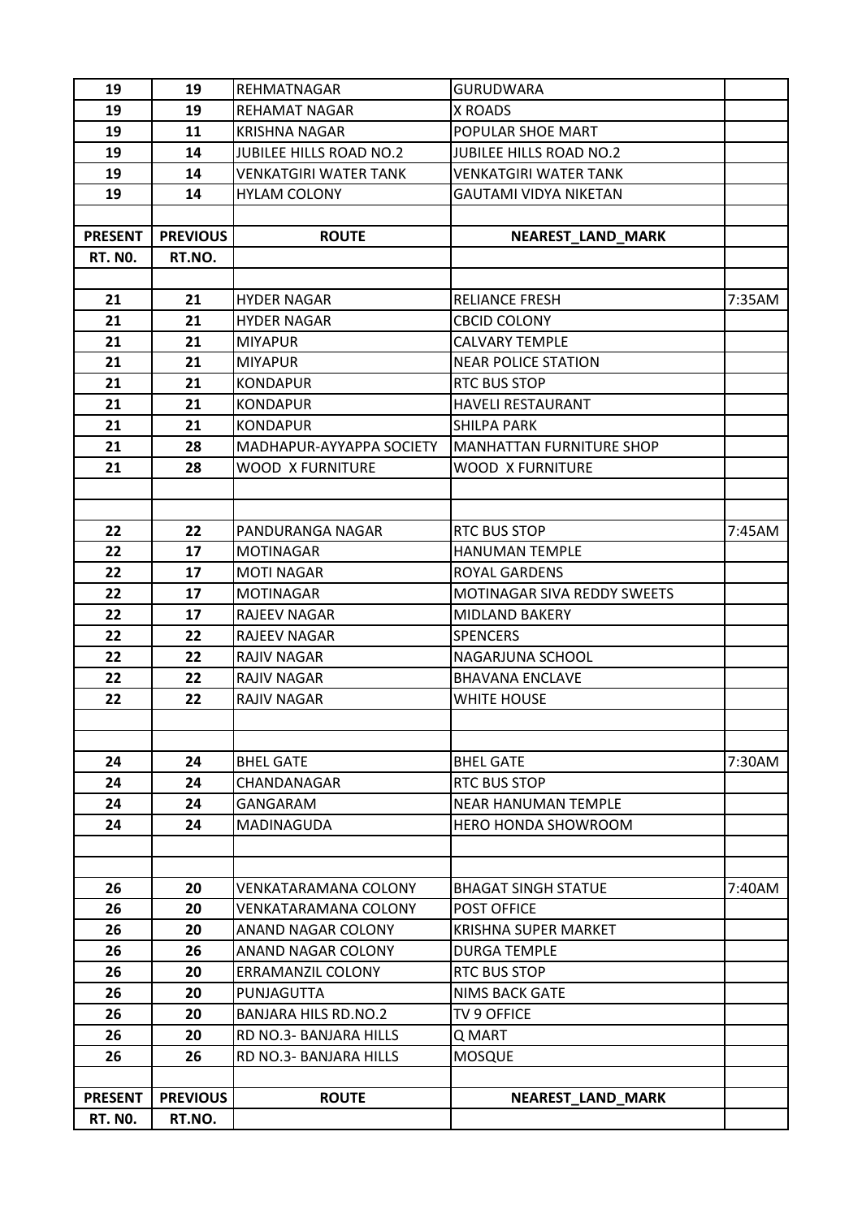| 19 | 19 | REHMATNAGAR | GURUDWARA | |
|---|---|---|---|---|
| 19 | 19 | REHAMAT NAGAR | X ROADS | |
| 19 | 11 | KRISHNA NAGAR | POPULAR SHOE MART | |
| 19 | 14 | JUBILEE HILLS ROAD NO.2 | JUBILEE HILLS ROAD NO.2 | |
| 19 | 14 | VENKATGIRI WATER TANK | VENKATGIRI WATER TANK | |
| 19 | 14 | HYLAM COLONY | GAUTAMI VIDYA NIKETAN | |
| | | | | |
| **PRESENT** | **PREVIOUS** | **ROUTE** | **NEAREST_LAND_MARK** | |
| **RT. N0.** | **RT.NO.** | | | |
| | | | | |
| 21 | 21 | HYDER NAGAR | RELIANCE FRESH | 7:35AM |
| 21 | 21 | HYDER NAGAR | CBCID COLONY | |
| 21 | 21 | MIYAPUR | CALVARY TEMPLE | |
| 21 | 21 | MIYAPUR | NEAR POLICE STATION | |
| 21 | 21 | KONDAPUR | RTC BUS STOP | |
| 21 | 21 | KONDAPUR | HAVELI RESTAURANT | |
| 21 | 21 | KONDAPUR | SHILPA PARK | |
| 21 | 28 | MADHAPUR-AYYAPPA SOCIETY | MANHATTAN FURNITURE SHOP | |
| 21 | 28 | WOOD X FURNITURE | WOOD X FURNITURE | |
| | | | | |
| | | | | |
| 22 | 22 | PANDURANGA NAGAR | RTC BUS STOP | 7:45AM |
| 22 | 17 | MOTINAGAR | HANUMAN TEMPLE | |
| 22 | 17 | MOTI NAGAR | ROYAL GARDENS | |
| 22 | 17 | MOTINAGAR | MOTINAGAR SIVA REDDY SWEETS | |
| 22 | 17 | RAJEEV NAGAR | MIDLAND BAKERY | |
| 22 | 22 | RAJEEV NAGAR | SPENCERS | |
| 22 | 22 | RAJIV NAGAR | NAGARJUNA SCHOOL | |
| 22 | 22 | RAJIV NAGAR | BHAVANA ENCLAVE | |
| 22 | 22 | RAJIV NAGAR | WHITE HOUSE | |
| | | | | |
| | | | | |
| 24 | 24 | BHEL GATE | BHEL GATE | 7:30AM |
| 24 | 24 | CHANDANAGAR | RTC BUS STOP | |
| 24 | 24 | GANGARAM | NEAR HANUMAN TEMPLE | |
| 24 | 24 | MADINAGUDA | HERO HONDA SHOWROOM | |
| | | | | |
| | | | | |
| 26 | 20 | VENKATARAMANA COLONY | BHAGAT SINGH STATUE | 7:40AM |
| 26 | 20 | VENKATARAMANA COLONY | POST OFFICE | |
| 26 | 20 | ANAND NAGAR COLONY | KRISHNA SUPER MARKET | |
| 26 | 26 | ANAND NAGAR COLONY | DURGA TEMPLE | |
| 26 | 20 | ERRAMANZIL COLONY | RTC BUS STOP | |
| 26 | 20 | PUNJAGUTTA | NIMS BACK GATE | |
| 26 | 20 | BANJARA HILS RD.NO.2 | TV 9 OFFICE | |
| 26 | 20 | RD NO.3- BANJARA HILLS | Q MART | |
| 26 | 26 | RD NO.3- BANJARA HILLS | MOSQUE | |
| | | | | |
| **PRESENT** | **PREVIOUS** | **ROUTE** | **NEAREST_LAND_MARK** | |
| **RT. N0.** | **RT.NO.** | | | |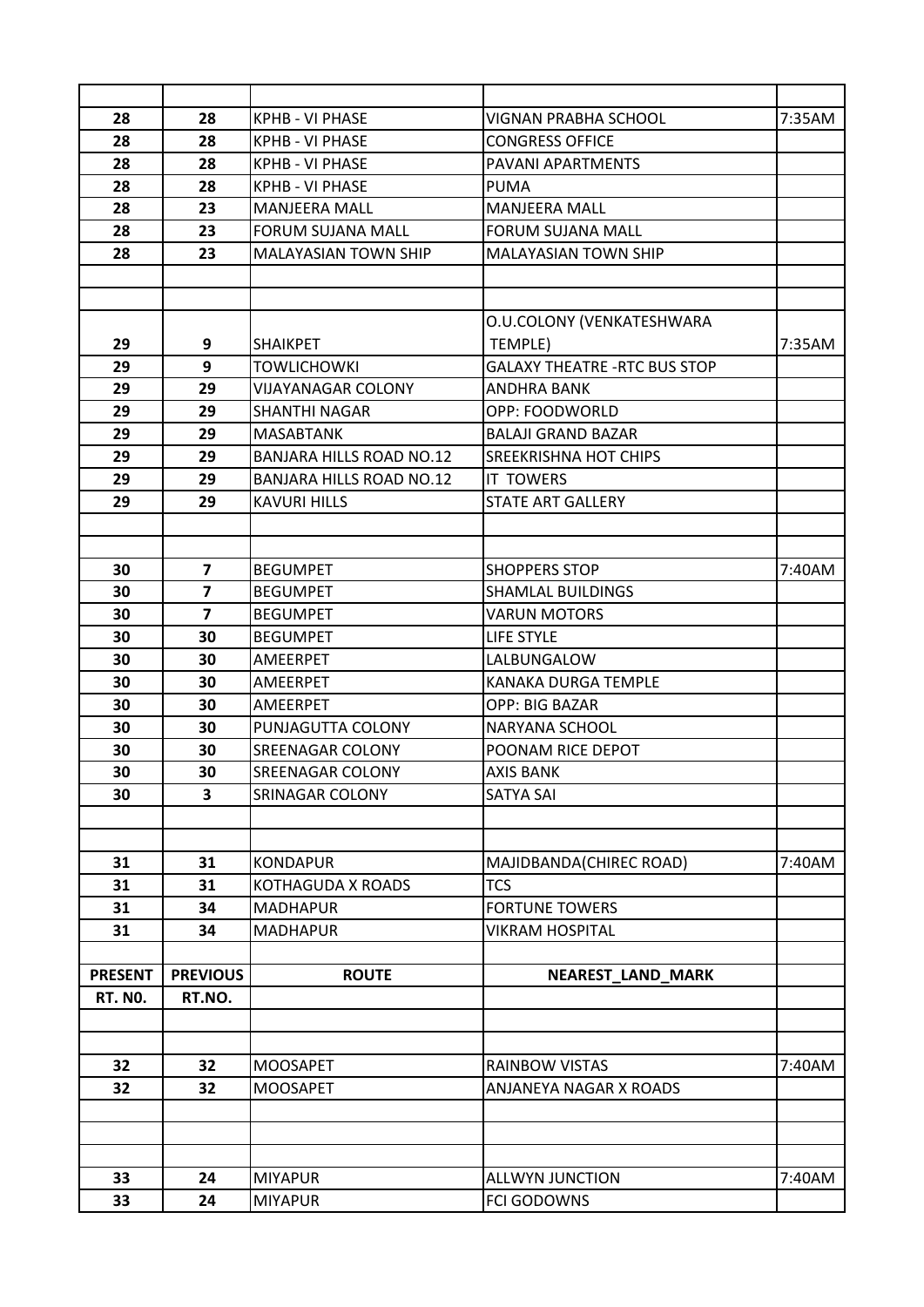| | | | | |
|---|---|---|---|---|
| 28 | 28 | KPHB - VI PHASE | VIGNAN PRABHA SCHOOL | 7:35AM |
| 28 | 28 | KPHB - VI PHASE | CONGRESS OFFICE | |
| 28 | 28 | KPHB - VI PHASE | PAVANI APARTMENTS | |
| 28 | 28 | KPHB - VI PHASE | PUMA | |
| 28 | 23 | MANJEERA MALL | MANJEERA MALL | |
| 28 | 23 | FORUM SUJANA MALL | FORUM SUJANA MALL | |
| 28 | 23 | MALAYASIAN TOWN SHIP | MALAYASIAN TOWN SHIP | |
| | | | | |
| | | | | |
| 29 | 9 | SHAIKPET | O.U.COLONY (VENKATESHWARA TEMPLE) | 7:35AM |
| 29 | 9 | TOWLICHOWKI | GALAXY THEATRE -RTC BUS STOP | |
| 29 | 29 | VIJAYANAGAR COLONY | ANDHRA BANK | |
| 29 | 29 | SHANTHI NAGAR | OPP: FOODWORLD | |
| 29 | 29 | MASABTANK | BALAJI GRAND BAZAR | |
| 29 | 29 | BANJARA HILLS ROAD NO.12 | SREEKRISHNA HOT CHIPS | |
| 29 | 29 | BANJARA HILLS ROAD NO.12 | IT TOWERS | |
| 29 | 29 | KAVURI HILLS | STATE ART GALLERY | |
| | | | | |
| | | | | |
| 30 | 7 | BEGUMPET | SHOPPERS STOP | 7:40AM |
| 30 | 7 | BEGUMPET | SHAMLAL BUILDINGS | |
| 30 | 7 | BEGUMPET | VARUN MOTORS | |
| 30 | 30 | BEGUMPET | LIFE STYLE | |
| 30 | 30 | AMEERPET | LALBUNGALOW | |
| 30 | 30 | AMEERPET | KANAKA DURGA TEMPLE | |
| 30 | 30 | AMEERPET | OPP: BIG BAZAR | |
| 30 | 30 | PUNJAGUTTA COLONY | NARYANA SCHOOL | |
| 30 | 30 | SREENAGAR COLONY | POONAM RICE DEPOT | |
| 30 | 30 | SREENAGAR COLONY | AXIS BANK | |
| 30 | 3 | SRINAGAR COLONY | SATYA SAI | |
| | | | | |
| | | | | |
| 31 | 31 | KONDAPUR | MAJIDBANDA(CHIREC ROAD) | 7:40AM |
| 31 | 31 | KOTHAGUDA X ROADS | TCS | |
| 31 | 34 | MADHAPUR | FORTUNE TOWERS | |
| 31 | 34 | MADHAPUR | VIKRAM HOSPITAL | |
| | | | | |
| **PRESENT RT. N0.** | **PREVIOUS RT.NO.** | **ROUTE** | **NEAREST_LAND_MARK** | |
| | | | | |
| | | | | |
| 32 | 32 | MOOSAPET | RAINBOW VISTAS | 7:40AM |
| 32 | 32 | MOOSAPET | ANJANEYA NAGAR X ROADS | |
| | | | | |
| | | | | |
| | | | | |
| 33 | 24 | MIYAPUR | ALLWYN JUNCTION | 7:40AM |
| 33 | 24 | MIYAPUR | FCI GODOWNS | |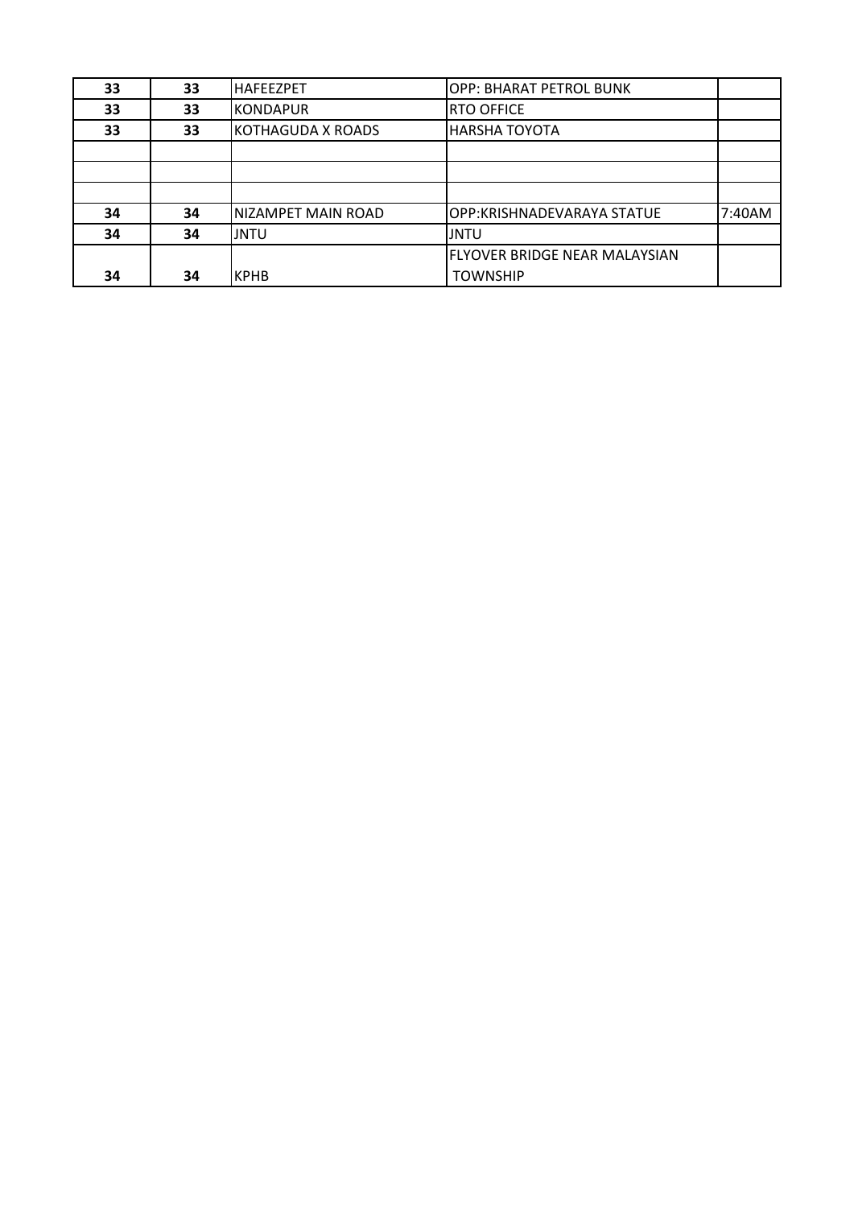| | | | | |
|---|---|---|---|---|
| **33** | **33** | HAFEEZPET | OPP: BHARAT PETROL BUNK | |
| **33** | **33** | KONDAPUR | RTO OFFICE | |
| **33** | **33** | KOTHAGUDA X ROADS | HARSHA TOYOTA | |
| | | | | |
| | | | | |
| | | | | |
| **34** | **34** | NIZAMPET MAIN ROAD | OPP:KRISHNADEVARAYA STATUE | 7:40AM |
| **34** | **34** | JNTU | JNTU | |
| **34** | **34** | KPHB | FLYOVER BRIDGE NEAR MALAYSIAN TOWNSHIP | |